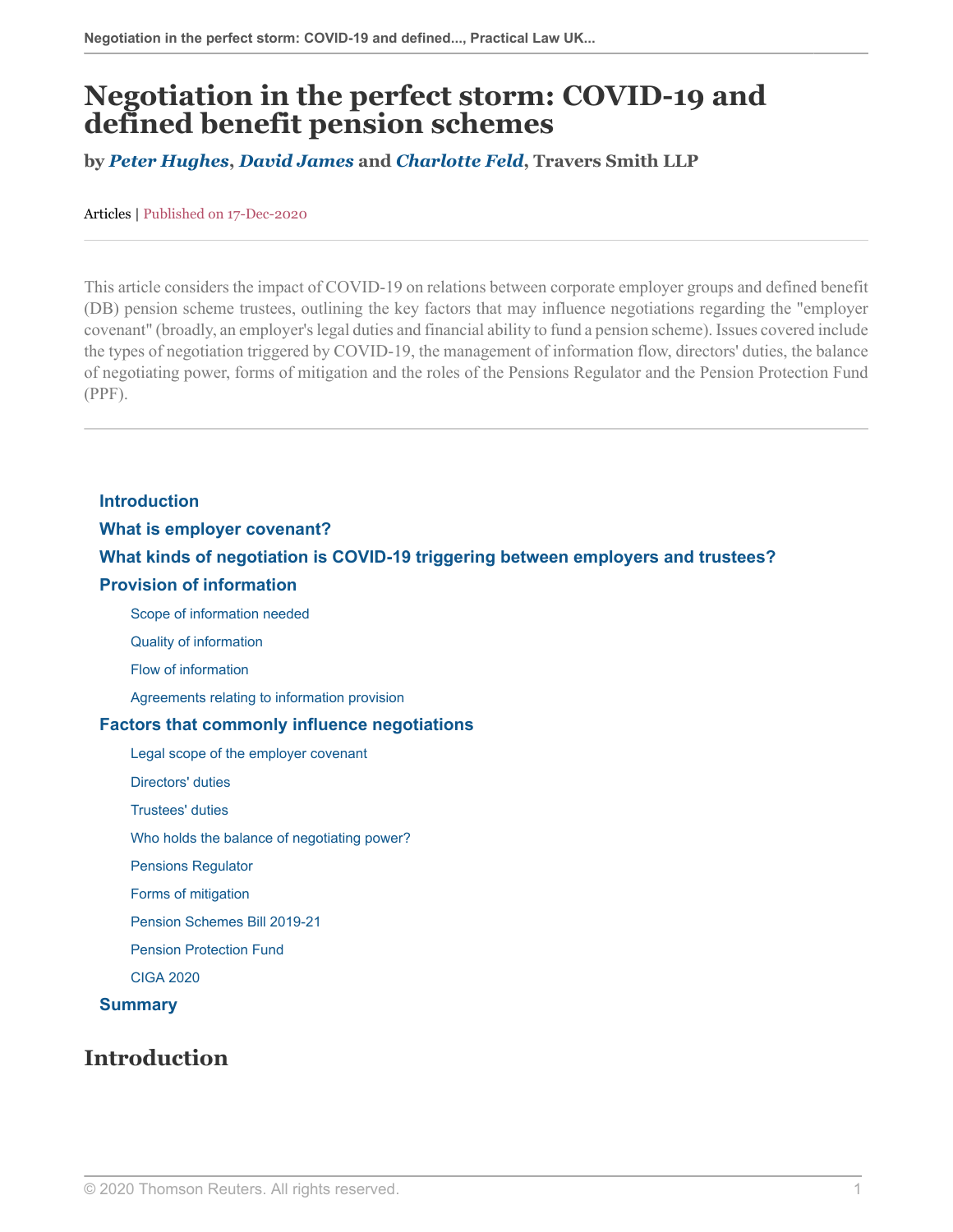# Negotiation in the perfect storm: COVID-19 and defined benefit pension schemes

**by *Peter Hughes*, *David James* and *Charlotte Feld*, Travers Smith LLP**

Articles | Published on 17-Dec-2020

This article considers the impact of COVID-19 on relations between corporate employer groups and defined benefit (DB) pension scheme trustees, outlining the key factors that may influence negotiations regarding the "employer covenant" (broadly, an employer's legal duties and financial ability to fund a pension scheme). Issues covered include the types of negotiation triggered by COVID-19, the management of information flow, directors' duties, the balance of negotiating power, forms of mitigation and the roles of the Pensions Regulator and the Pension Protection Fund (PPF).

- **Introduction**
- **What is employer covenant?**
- **What kinds of negotiation is COVID-19 triggering between employers and trustees?**
- **Provision of information**
  - Scope of information needed
  - Quality of information
  - Flow of information
  - Agreements relating to information provision
- **Factors that commonly influence negotiations**
  - Legal scope of the employer covenant
  - Directors' duties
  - Trustees' duties
  - Who holds the balance of negotiating power?
  - Pensions Regulator
  - Forms of mitigation
  - Pension Schemes Bill 2019-21
  - Pension Protection Fund
  - CIGA 2020
- **Summary**

## Introduction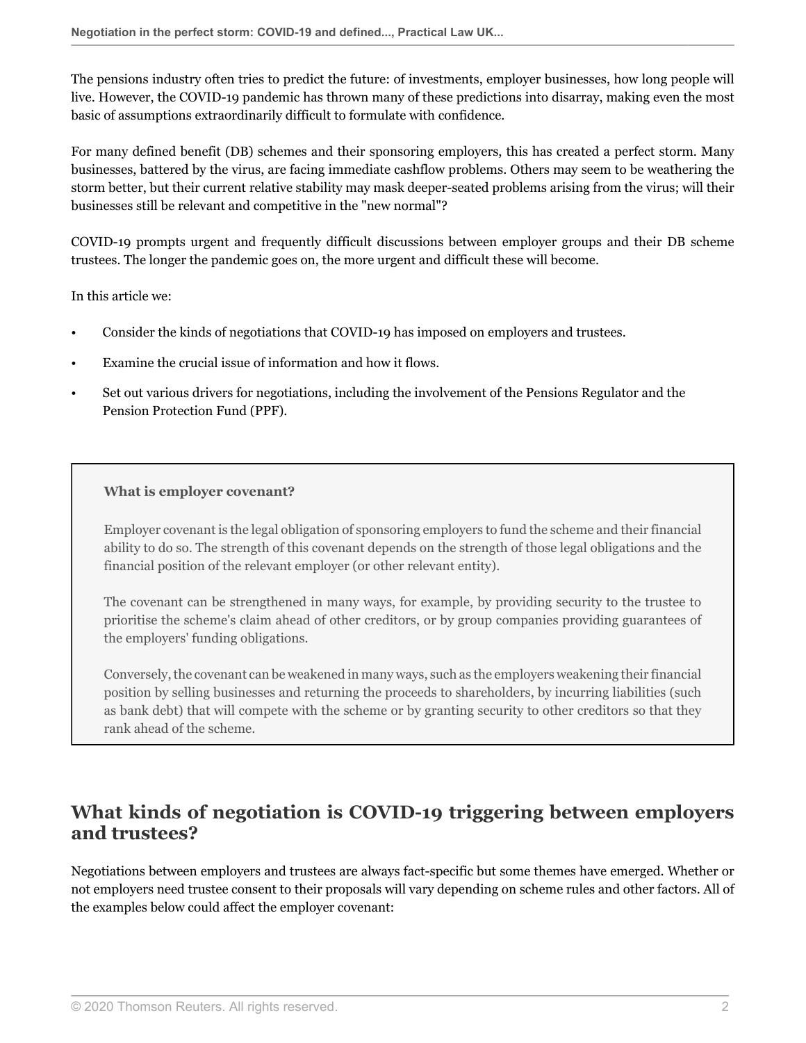The pensions industry often tries to predict the future: of investments, employer businesses, how long people will live. However, the COVID-19 pandemic has thrown many of these predictions into disarray, making even the most basic of assumptions extraordinarily difficult to formulate with confidence.

For many defined benefit (DB) schemes and their sponsoring employers, this has created a perfect storm. Many businesses, battered by the virus, are facing immediate cashflow problems. Others may seem to be weathering the storm better, but their current relative stability may mask deeper-seated problems arising from the virus; will their businesses still be relevant and competitive in the "new normal"?

COVID-19 prompts urgent and frequently difficult discussions between employer groups and their DB scheme trustees. The longer the pandemic goes on, the more urgent and difficult these will become.

In this article we:

- Consider the kinds of negotiations that COVID-19 has imposed on employers and trustees.
- Examine the crucial issue of information and how it flows.
- Set out various drivers for negotiations, including the involvement of the Pensions Regulator and the Pension Protection Fund (PPF).

> **What is employer covenant?**
>
> Employer covenant is the legal obligation of sponsoring employers to fund the scheme and their financial ability to do so. The strength of this covenant depends on the strength of those legal obligations and the financial position of the relevant employer (or other relevant entity).
>
> The covenant can be strengthened in many ways, for example, by providing security to the trustee to prioritise the scheme's claim ahead of other creditors, or by group companies providing guarantees of the employers' funding obligations.
>
> Conversely, the covenant can be weakened in many ways, such as the employers weakening their financial position by selling businesses and returning the proceeds to shareholders, by incurring liabilities (such as bank debt) that will compete with the scheme or by granting security to other creditors so that they rank ahead of the scheme.

## What kinds of negotiation is COVID-19 triggering between employers and trustees?

Negotiations between employers and trustees are always fact-specific but some themes have emerged. Whether or not employers need trustee consent to their proposals will vary depending on scheme rules and other factors. All of the examples below could affect the employer covenant: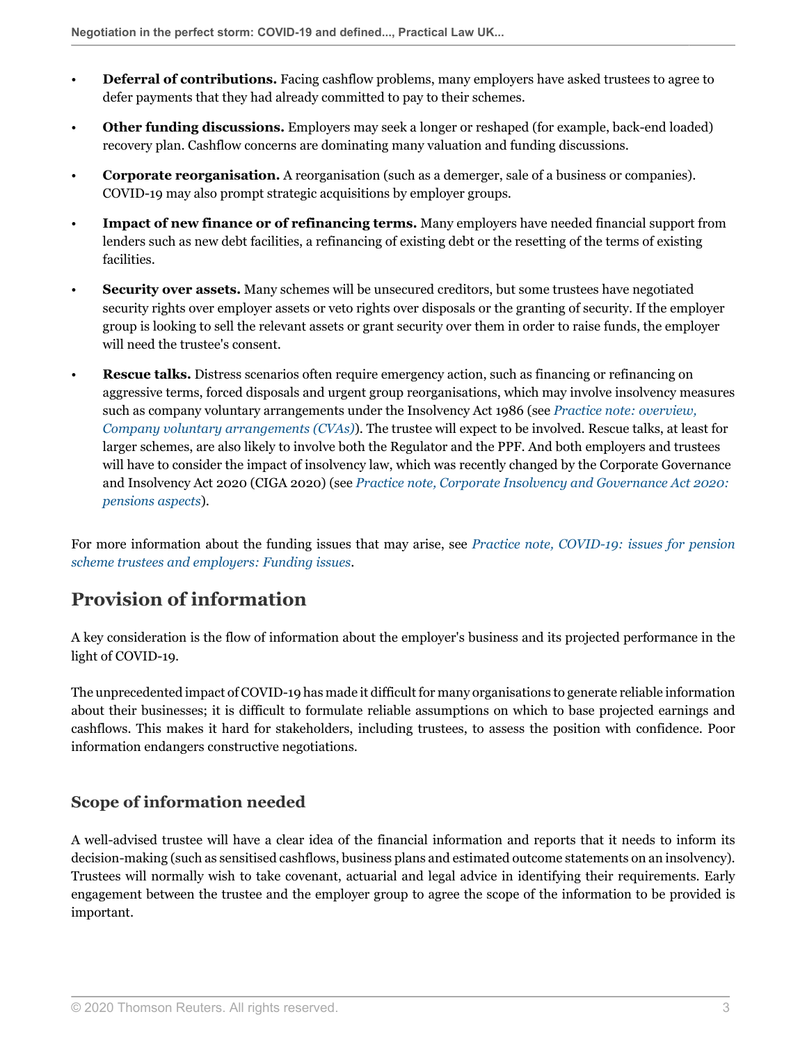- **Deferral of contributions.** Facing cashflow problems, many employers have asked trustees to agree to defer payments that they had already committed to pay to their schemes.
- **Other funding discussions.** Employers may seek a longer or reshaped (for example, back-end loaded) recovery plan. Cashflow concerns are dominating many valuation and funding discussions.
- **Corporate reorganisation.** A reorganisation (such as a demerger, sale of a business or companies). COVID-19 may also prompt strategic acquisitions by employer groups.
- **Impact of new finance or of refinancing terms.** Many employers have needed financial support from lenders such as new debt facilities, a refinancing of existing debt or the resetting of the terms of existing facilities.
- **Security over assets.** Many schemes will be unsecured creditors, but some trustees have negotiated security rights over employer assets or veto rights over disposals or the granting of security. If the employer group is looking to sell the relevant assets or grant security over them in order to raise funds, the employer will need the trustee's consent.
- **Rescue talks.** Distress scenarios often require emergency action, such as financing or refinancing on aggressive terms, forced disposals and urgent group reorganisations, which may involve insolvency measures such as company voluntary arrangements under the Insolvency Act 1986 (see *Practice note: overview, Company voluntary arrangements (CVAs)*). The trustee will expect to be involved. Rescue talks, at least for larger schemes, are also likely to involve both the Regulator and the PPF. And both employers and trustees will have to consider the impact of insolvency law, which was recently changed by the Corporate Governance and Insolvency Act 2020 (CIGA 2020) (see *Practice note, Corporate Insolvency and Governance Act 2020: pensions aspects*).

For more information about the funding issues that may arise, see *Practice note, COVID-19: issues for pension scheme trustees and employers: Funding issues*.

## Provision of information

A key consideration is the flow of information about the employer's business and its projected performance in the light of COVID-19.

The unprecedented impact of COVID-19 has made it difficult for many organisations to generate reliable information about their businesses; it is difficult to formulate reliable assumptions on which to base projected earnings and cashflows. This makes it hard for stakeholders, including trustees, to assess the position with confidence. Poor information endangers constructive negotiations.

### Scope of information needed

A well-advised trustee will have a clear idea of the financial information and reports that it needs to inform its decision-making (such as sensitised cashflows, business plans and estimated outcome statements on an insolvency). Trustees will normally wish to take covenant, actuarial and legal advice in identifying their requirements. Early engagement between the trustee and the employer group to agree the scope of the information to be provided is important.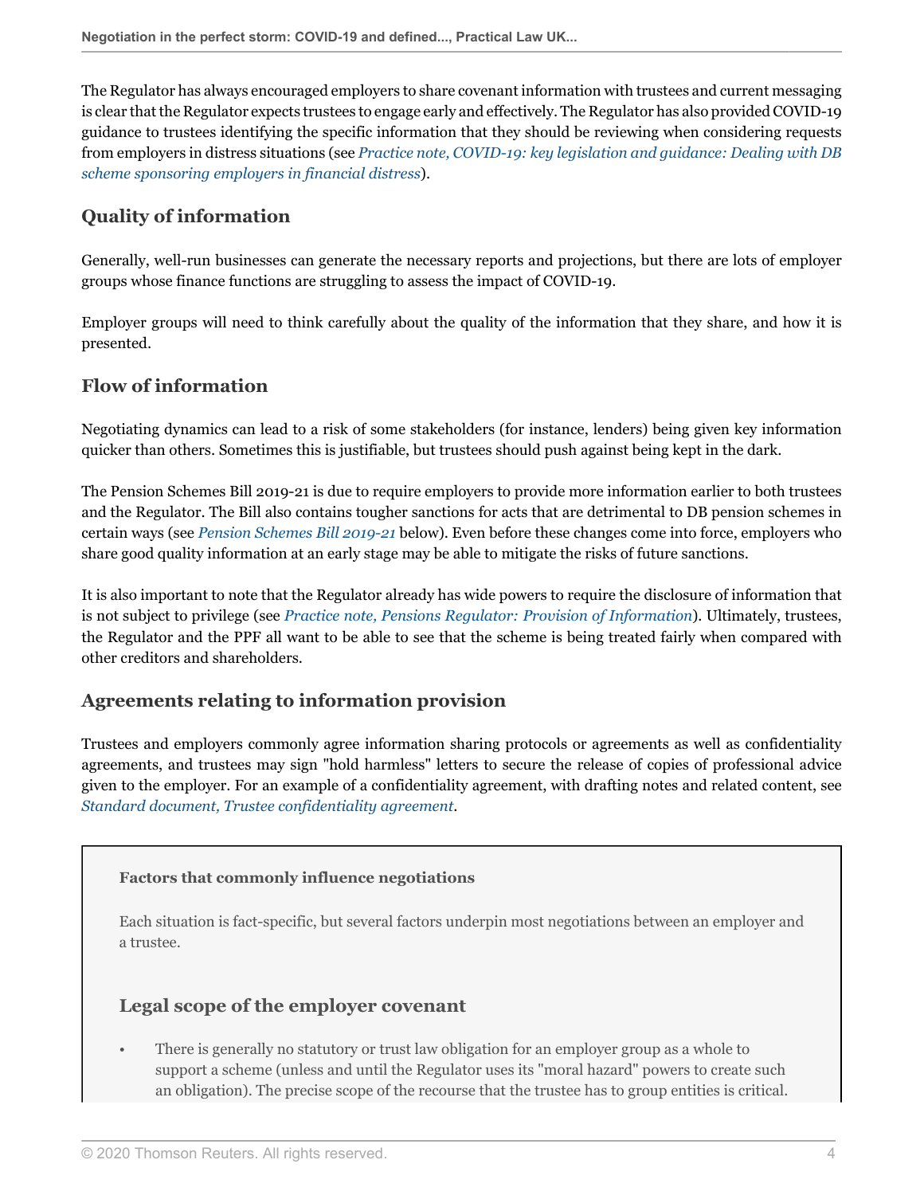The Regulator has always encouraged employers to share covenant information with trustees and current messaging is clear that the Regulator expects trustees to engage early and effectively. The Regulator has also provided COVID-19 guidance to trustees identifying the specific information that they should be reviewing when considering requests from employers in distress situations (see *Practice note, COVID-19: key legislation and guidance: Dealing with DB scheme sponsoring employers in financial distress*).

## Quality of information

Generally, well-run businesses can generate the necessary reports and projections, but there are lots of employer groups whose finance functions are struggling to assess the impact of COVID-19.

Employer groups will need to think carefully about the quality of the information that they share, and how it is presented.

## Flow of information

Negotiating dynamics can lead to a risk of some stakeholders (for instance, lenders) being given key information quicker than others. Sometimes this is justifiable, but trustees should push against being kept in the dark.

The Pension Schemes Bill 2019-21 is due to require employers to provide more information earlier to both trustees and the Regulator. The Bill also contains tougher sanctions for acts that are detrimental to DB pension schemes in certain ways (see *Pension Schemes Bill 2019-21* below). Even before these changes come into force, employers who share good quality information at an early stage may be able to mitigate the risks of future sanctions.

It is also important to note that the Regulator already has wide powers to require the disclosure of information that is not subject to privilege (see *Practice note, Pensions Regulator: Provision of Information*). Ultimately, trustees, the Regulator and the PPF all want to be able to see that the scheme is being treated fairly when compared with other creditors and shareholders.

## Agreements relating to information provision

Trustees and employers commonly agree information sharing protocols or agreements as well as confidentiality agreements, and trustees may sign "hold harmless" letters to secure the release of copies of professional advice given to the employer. For an example of a confidentiality agreement, with drafting notes and related content, see *Standard document, Trustee confidentiality agreement*.

**Factors that commonly influence negotiations**

Each situation is fact-specific, but several factors underpin most negotiations between an employer and a trustee.

## Legal scope of the employer covenant

- There is generally no statutory or trust law obligation for an employer group as a whole to support a scheme (unless and until the Regulator uses its "moral hazard" powers to create such an obligation). The precise scope of the recourse that the trustee has to group entities is critical.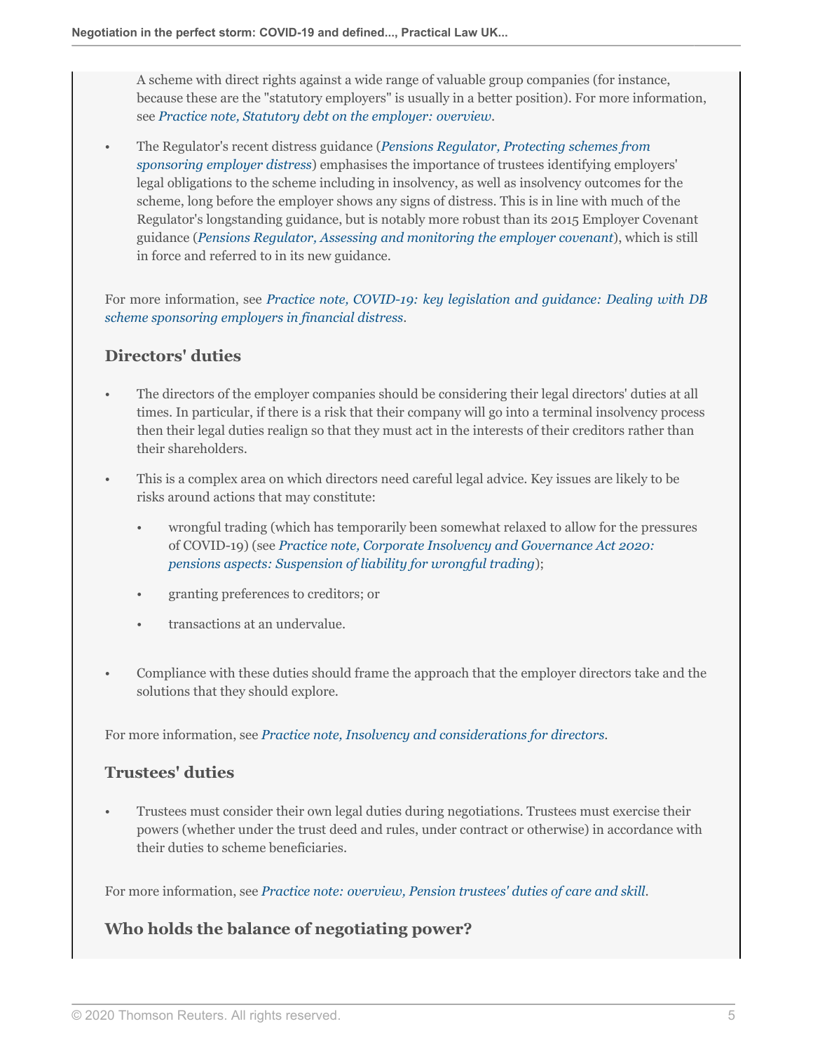A scheme with direct rights against a wide range of valuable group companies (for instance, because these are the "statutory employers" is usually in a better position). For more information, see *Practice note, Statutory debt on the employer: overview*.

- The Regulator's recent distress guidance (*Pensions Regulator, Protecting schemes from sponsoring employer distress*) emphasises the importance of trustees identifying employers' legal obligations to the scheme including in insolvency, as well as insolvency outcomes for the scheme, long before the employer shows any signs of distress. This is in line with much of the Regulator's longstanding guidance, but is notably more robust than its 2015 Employer Covenant guidance (*Pensions Regulator, Assessing and monitoring the employer covenant*), which is still in force and referred to in its new guidance.

For more information, see *Practice note, COVID-19: key legislation and guidance: Dealing with DB scheme sponsoring employers in financial distress*.

### Directors' duties

- The directors of the employer companies should be considering their legal directors' duties at all times. In particular, if there is a risk that their company will go into a terminal insolvency process then their legal duties realign so that they must act in the interests of their creditors rather than their shareholders.
- This is a complex area on which directors need careful legal advice. Key issues are likely to be risks around actions that may constitute:
  - wrongful trading (which has temporarily been somewhat relaxed to allow for the pressures of COVID-19) (see *Practice note, Corporate Insolvency and Governance Act 2020: pensions aspects: Suspension of liability for wrongful trading*);
  - granting preferences to creditors; or
  - transactions at an undervalue.
- Compliance with these duties should frame the approach that the employer directors take and the solutions that they should explore.

For more information, see *Practice note, Insolvency and considerations for directors*.

### Trustees' duties

- Trustees must consider their own legal duties during negotiations. Trustees must exercise their powers (whether under the trust deed and rules, under contract or otherwise) in accordance with their duties to scheme beneficiaries.

For more information, see *Practice note: overview, Pension trustees' duties of care and skill*.

### Who holds the balance of negotiating power?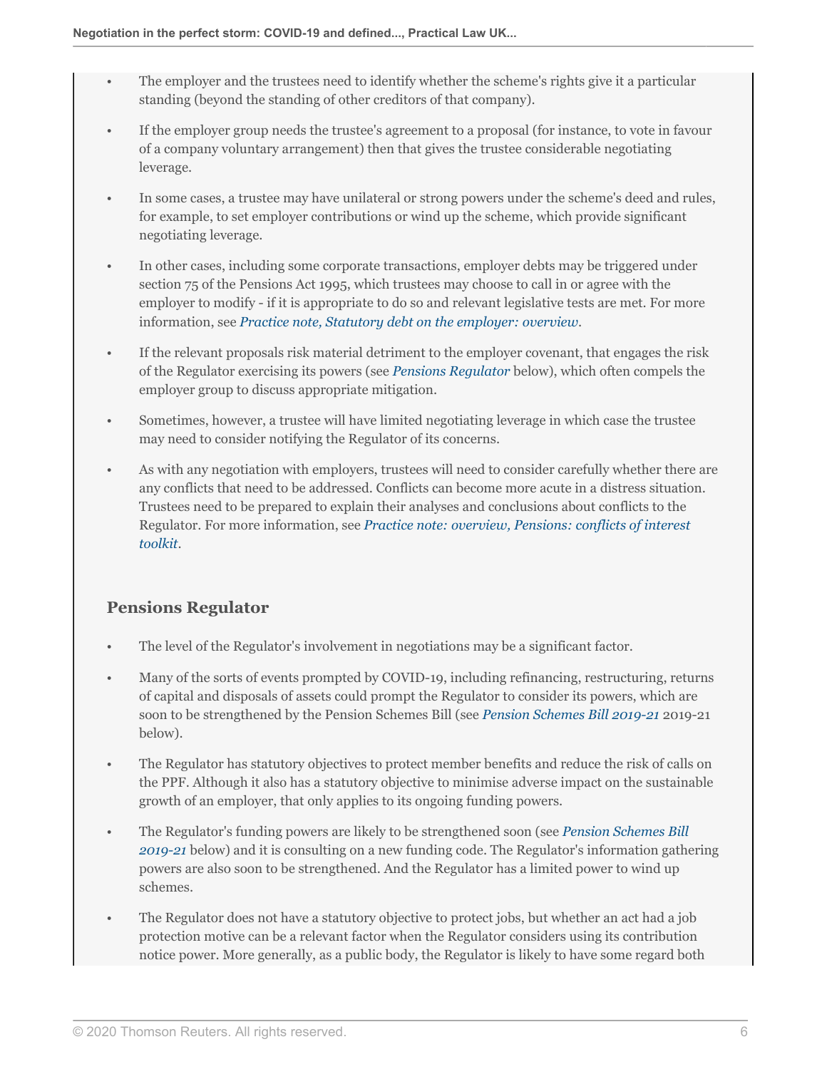- The employer and the trustees need to identify whether the scheme's rights give it a particular standing (beyond the standing of other creditors of that company).
- If the employer group needs the trustee's agreement to a proposal (for instance, to vote in favour of a company voluntary arrangement) then that gives the trustee considerable negotiating leverage.
- In some cases, a trustee may have unilateral or strong powers under the scheme's deed and rules, for example, to set employer contributions or wind up the scheme, which provide significant negotiating leverage.
- In other cases, including some corporate transactions, employer debts may be triggered under section 75 of the Pensions Act 1995, which trustees may choose to call in or agree with the employer to modify - if it is appropriate to do so and relevant legislative tests are met. For more information, see *Practice note, Statutory debt on the employer: overview*.
- If the relevant proposals risk material detriment to the employer covenant, that engages the risk of the Regulator exercising its powers (see *Pensions Regulator* below), which often compels the employer group to discuss appropriate mitigation.
- Sometimes, however, a trustee will have limited negotiating leverage in which case the trustee may need to consider notifying the Regulator of its concerns.
- As with any negotiation with employers, trustees will need to consider carefully whether there are any conflicts that need to be addressed. Conflicts can become more acute in a distress situation. Trustees need to be prepared to explain their analyses and conclusions about conflicts to the Regulator. For more information, see *Practice note: overview, Pensions: conflicts of interest toolkit*.

### Pensions Regulator

- The level of the Regulator's involvement in negotiations may be a significant factor.
- Many of the sorts of events prompted by COVID-19, including refinancing, restructuring, returns of capital and disposals of assets could prompt the Regulator to consider its powers, which are soon to be strengthened by the Pension Schemes Bill (see *Pension Schemes Bill 2019-21* 2019-21 below).
- The Regulator has statutory objectives to protect member benefits and reduce the risk of calls on the PPF. Although it also has a statutory objective to minimise adverse impact on the sustainable growth of an employer, that only applies to its ongoing funding powers.
- The Regulator's funding powers are likely to be strengthened soon (see *Pension Schemes Bill 2019-21* below) and it is consulting on a new funding code. The Regulator's information gathering powers are also soon to be strengthened. And the Regulator has a limited power to wind up schemes.
- The Regulator does not have a statutory objective to protect jobs, but whether an act had a job protection motive can be a relevant factor when the Regulator considers using its contribution notice power. More generally, as a public body, the Regulator is likely to have some regard both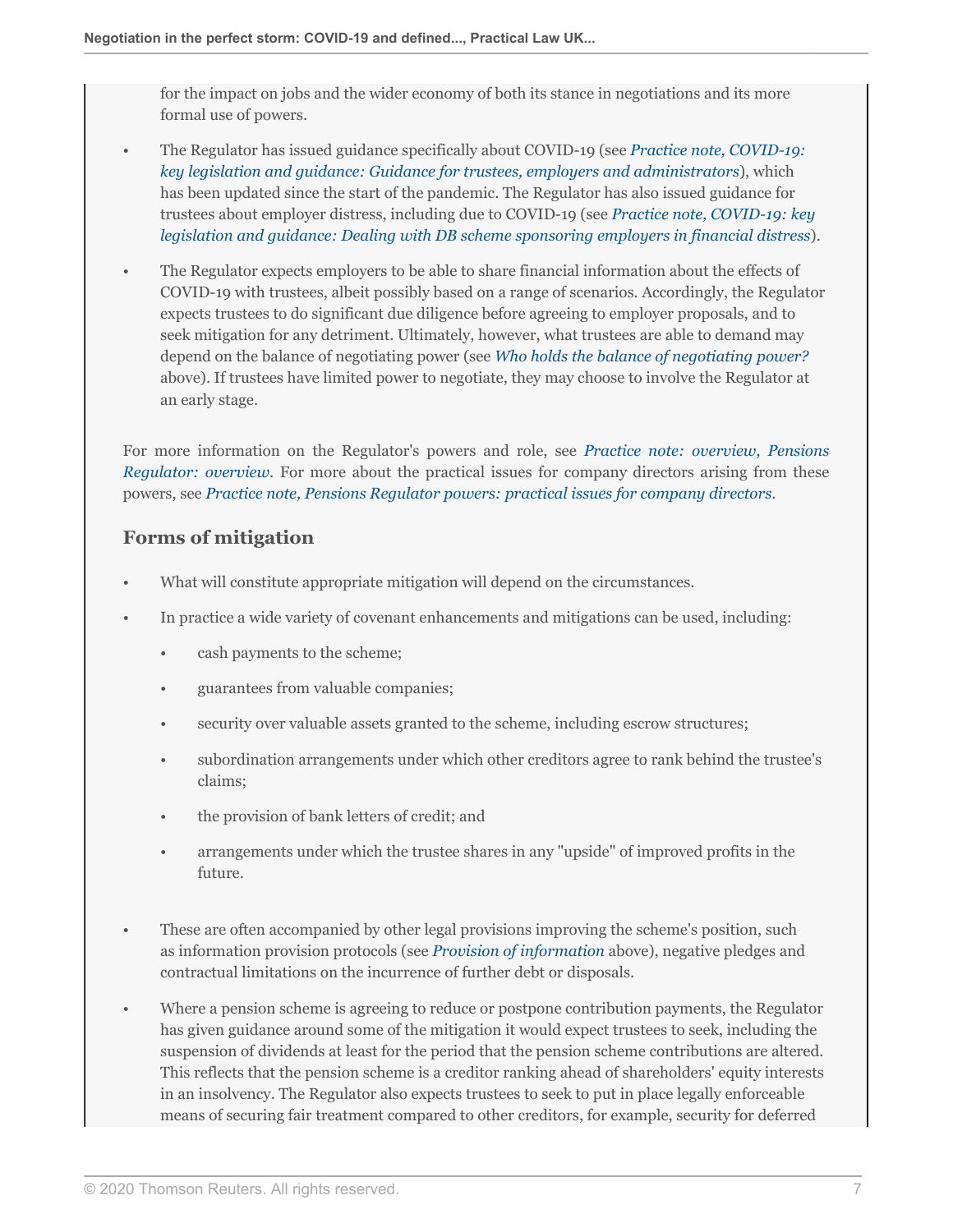for the impact on jobs and the wider economy of both its stance in negotiations and its more formal use of powers.

- The Regulator has issued guidance specifically about COVID-19 (see *Practice note, COVID-19: key legislation and guidance: Guidance for trustees, employers and administrators*), which has been updated since the start of the pandemic. The Regulator has also issued guidance for trustees about employer distress, including due to COVID-19 (see *Practice note, COVID-19: key legislation and guidance: Dealing with DB scheme sponsoring employers in financial distress*).
- The Regulator expects employers to be able to share financial information about the effects of COVID-19 with trustees, albeit possibly based on a range of scenarios. Accordingly, the Regulator expects trustees to do significant due diligence before agreeing to employer proposals, and to seek mitigation for any detriment. Ultimately, however, what trustees are able to demand may depend on the balance of negotiating power (see *Who holds the balance of negotiating power?* above). If trustees have limited power to negotiate, they may choose to involve the Regulator at an early stage.

For more information on the Regulator's powers and role, see *Practice note: overview, Pensions Regulator: overview*. For more about the practical issues for company directors arising from these powers, see *Practice note, Pensions Regulator powers: practical issues for company directors*.

## Forms of mitigation

- What will constitute appropriate mitigation will depend on the circumstances.
- In practice a wide variety of covenant enhancements and mitigations can be used, including:
  - cash payments to the scheme;
  - guarantees from valuable companies;
  - security over valuable assets granted to the scheme, including escrow structures;
  - subordination arrangements under which other creditors agree to rank behind the trustee's claims;
  - the provision of bank letters of credit; and
  - arrangements under which the trustee shares in any "upside" of improved profits in the future.
- These are often accompanied by other legal provisions improving the scheme's position, such as information provision protocols (see *Provision of information* above), negative pledges and contractual limitations on the incurrence of further debt or disposals.
- Where a pension scheme is agreeing to reduce or postpone contribution payments, the Regulator has given guidance around some of the mitigation it would expect trustees to seek, including the suspension of dividends at least for the period that the pension scheme contributions are altered. This reflects that the pension scheme is a creditor ranking ahead of shareholders' equity interests in an insolvency. The Regulator also expects trustees to seek to put in place legally enforceable means of securing fair treatment compared to other creditors, for example, security for deferred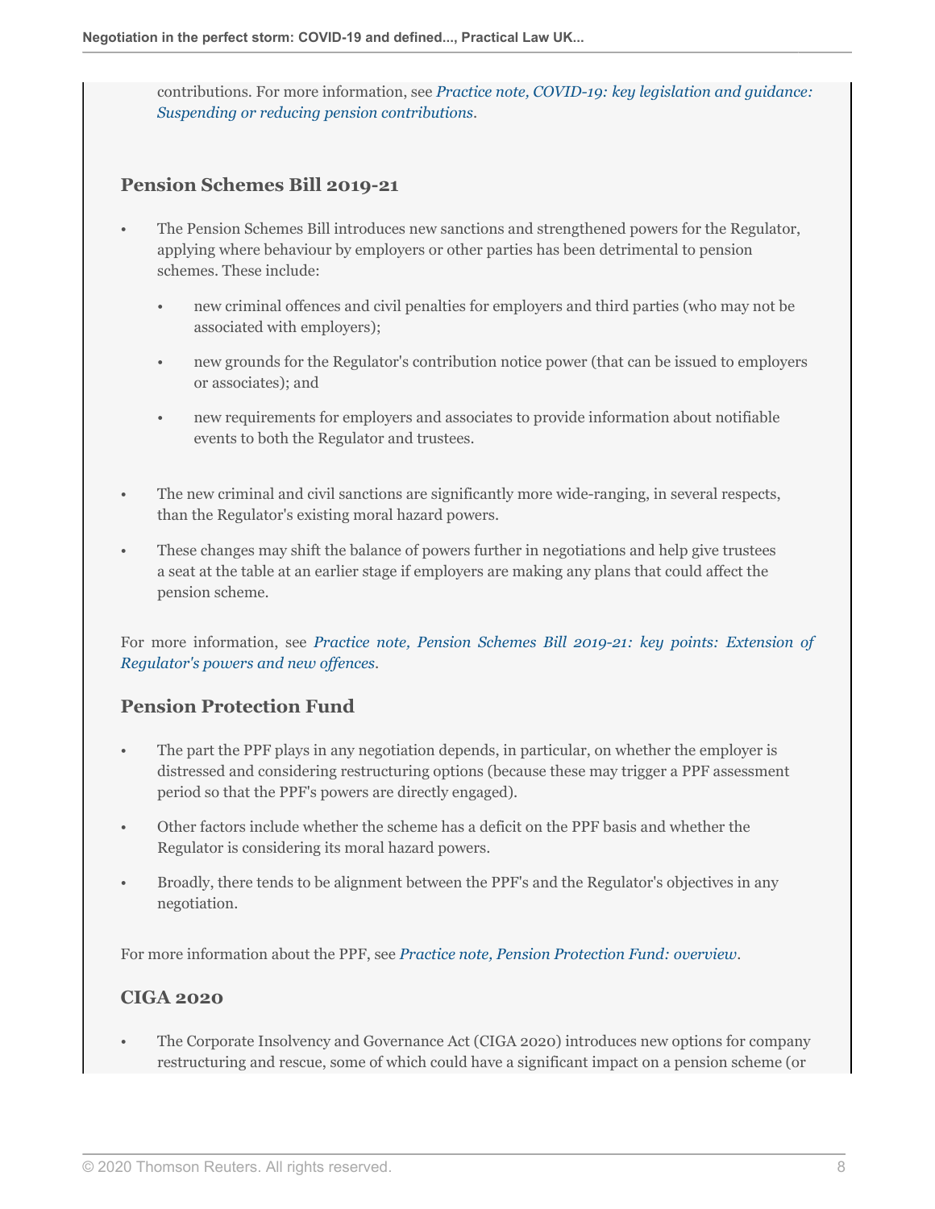contributions. For more information, see *Practice note, COVID-19: key legislation and guidance: Suspending or reducing pension contributions*.

### Pension Schemes Bill 2019-21

- The Pension Schemes Bill introduces new sanctions and strengthened powers for the Regulator, applying where behaviour by employers or other parties has been detrimental to pension schemes. These include:
  - new criminal offences and civil penalties for employers and third parties (who may not be associated with employers);
  - new grounds for the Regulator's contribution notice power (that can be issued to employers or associates); and
  - new requirements for employers and associates to provide information about notifiable events to both the Regulator and trustees.
- The new criminal and civil sanctions are significantly more wide-ranging, in several respects, than the Regulator's existing moral hazard powers.
- These changes may shift the balance of powers further in negotiations and help give trustees a seat at the table at an earlier stage if employers are making any plans that could affect the pension scheme.

For more information, see *Practice note, Pension Schemes Bill 2019-21: key points: Extension of Regulator's powers and new offences*.

### Pension Protection Fund

- The part the PPF plays in any negotiation depends, in particular, on whether the employer is distressed and considering restructuring options (because these may trigger a PPF assessment period so that the PPF's powers are directly engaged).
- Other factors include whether the scheme has a deficit on the PPF basis and whether the Regulator is considering its moral hazard powers.
- Broadly, there tends to be alignment between the PPF's and the Regulator's objectives in any negotiation.

For more information about the PPF, see *Practice note, Pension Protection Fund: overview*.

### CIGA 2020

- The Corporate Insolvency and Governance Act (CIGA 2020) introduces new options for company restructuring and rescue, some of which could have a significant impact on a pension scheme (or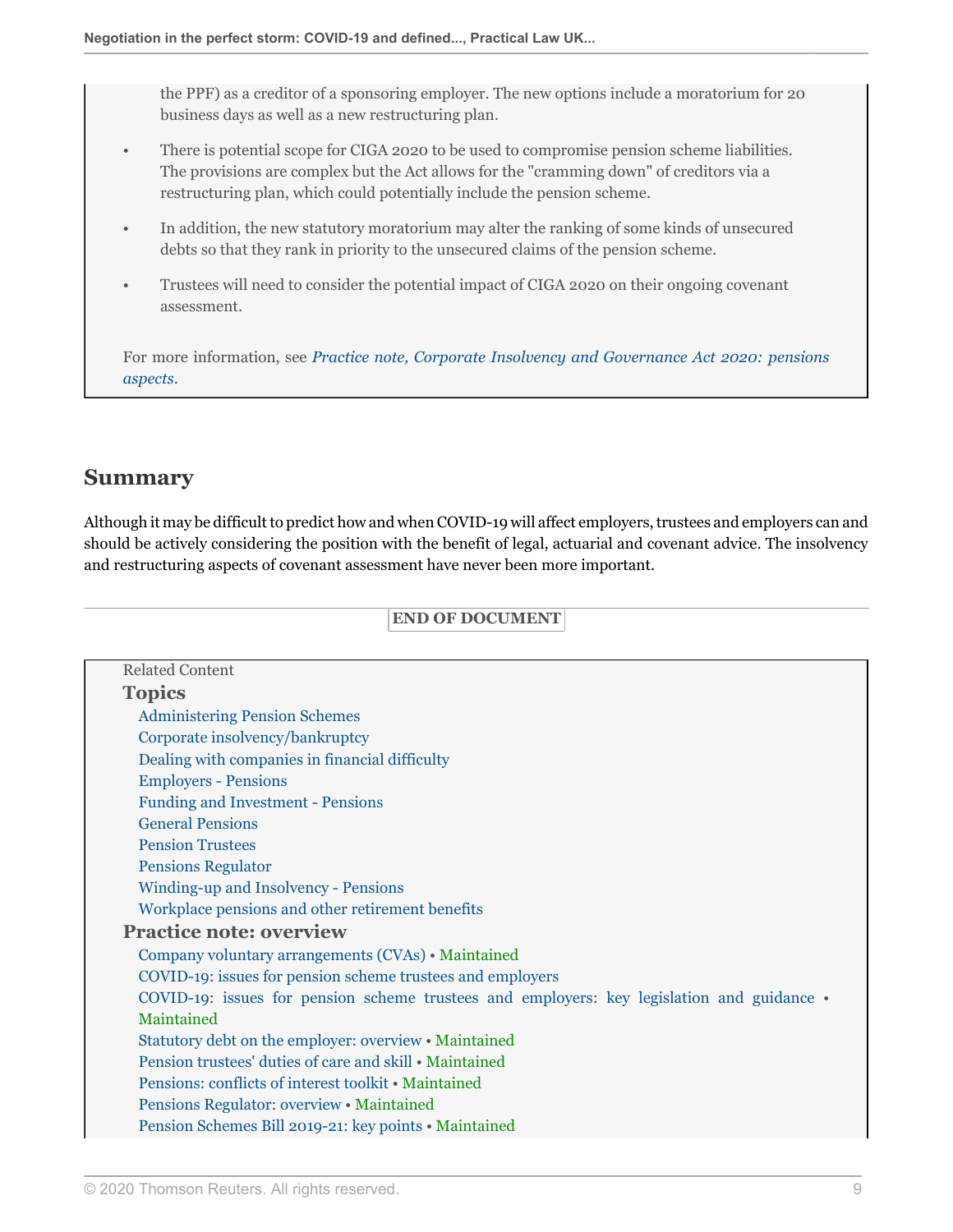the PPF) as a creditor of a sponsoring employer. The new options include a moratorium for 20 business days as well as a new restructuring plan.

- There is potential scope for CIGA 2020 to be used to compromise pension scheme liabilities. The provisions are complex but the Act allows for the "cramming down" of creditors via a restructuring plan, which could potentially include the pension scheme.
- In addition, the new statutory moratorium may alter the ranking of some kinds of unsecured debts so that they rank in priority to the unsecured claims of the pension scheme.
- Trustees will need to consider the potential impact of CIGA 2020 on their ongoing covenant assessment.

For more information, see *Practice note, Corporate Insolvency and Governance Act 2020: pensions aspects*.

## Summary

Although it may be difficult to predict how and when COVID-19 will affect employers, trustees and employers can and should be actively considering the position with the benefit of legal, actuarial and covenant advice. The insolvency and restructuring aspects of covenant assessment have never been more important.

**END OF DOCUMENT**

Related Content

### Topics

Administering Pension Schemes
Corporate insolvency/bankruptcy
Dealing with companies in financial difficulty
Employers - Pensions
Funding and Investment - Pensions
General Pensions
Pension Trustees
Pensions Regulator
Winding-up and Insolvency - Pensions
Workplace pensions and other retirement benefits

### Practice note: overview

Company voluntary arrangements (CVAs) • Maintained
COVID-19: issues for pension scheme trustees and employers
COVID-19: issues for pension scheme trustees and employers: key legislation and guidance • Maintained
Statutory debt on the employer: overview • Maintained
Pension trustees' duties of care and skill • Maintained
Pensions: conflicts of interest toolkit • Maintained
Pensions Regulator: overview • Maintained
Pension Schemes Bill 2019-21: key points • Maintained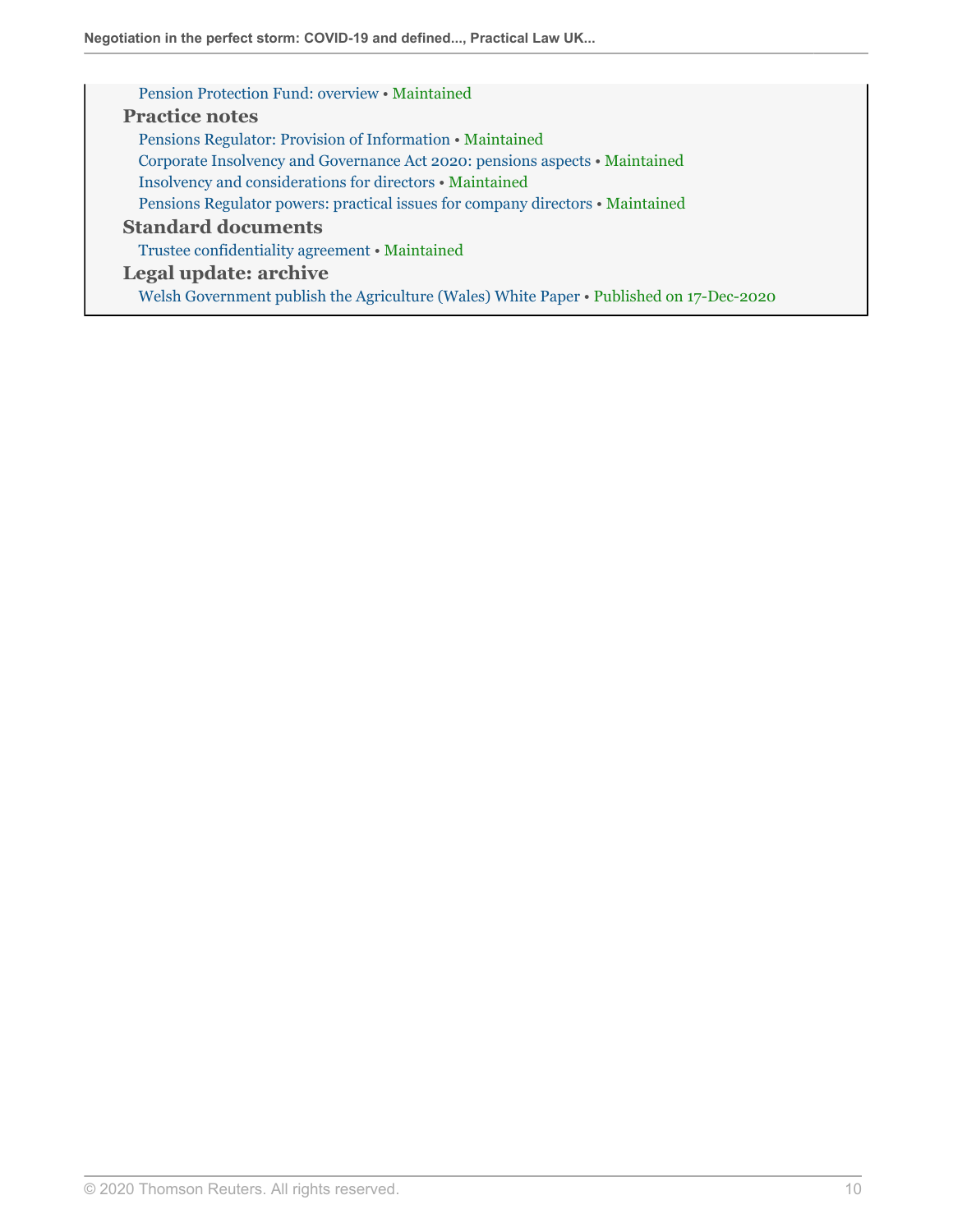Pension Protection Fund: overview • Maintained

**Practice notes**

Pensions Regulator: Provision of Information • Maintained

Corporate Insolvency and Governance Act 2020: pensions aspects • Maintained

Insolvency and considerations for directors • Maintained

Pensions Regulator powers: practical issues for company directors • Maintained

**Standard documents**

Trustee confidentiality agreement • Maintained

**Legal update: archive**

Welsh Government publish the Agriculture (Wales) White Paper • Published on 17-Dec-2020